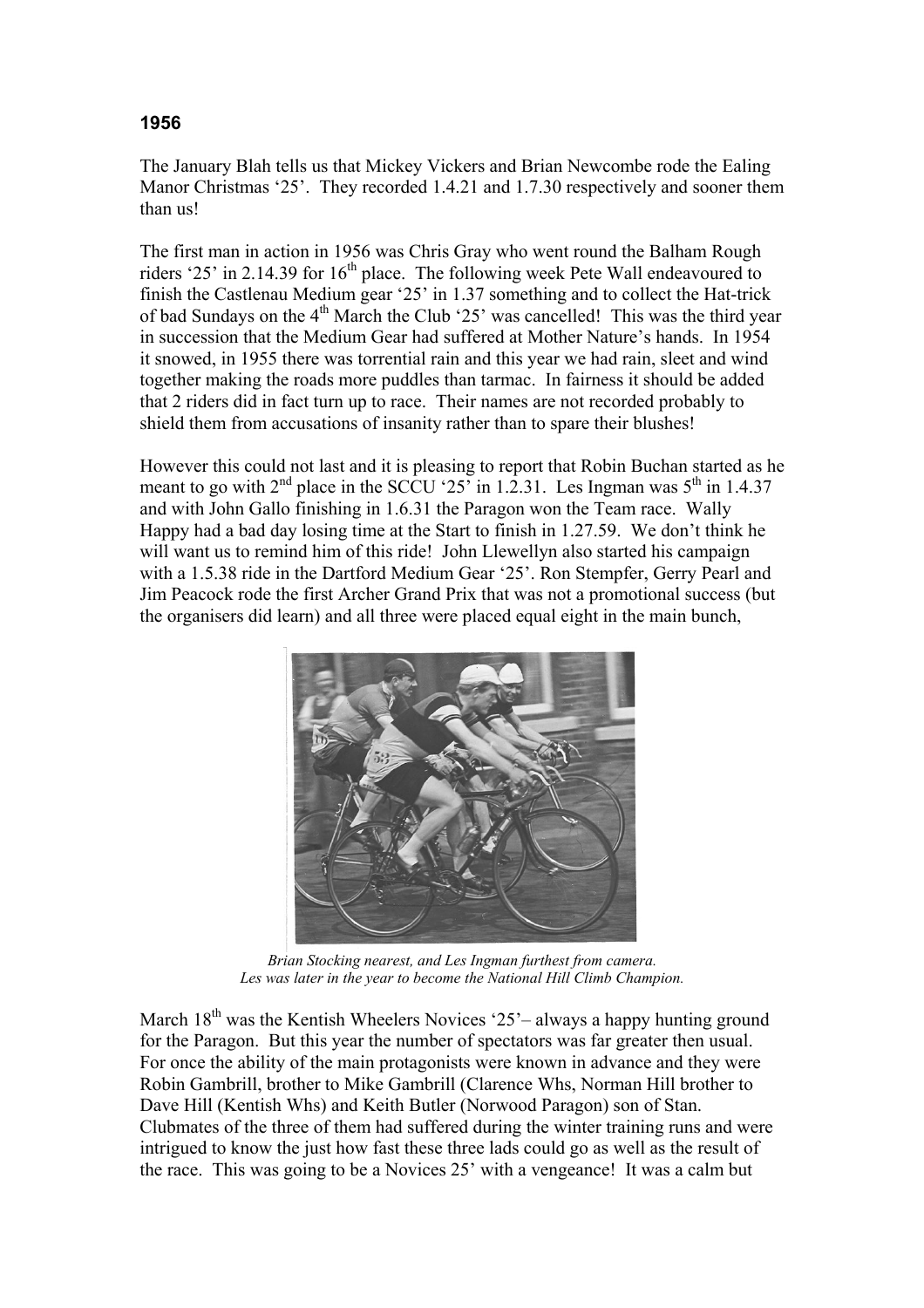**1956**

The January Blah tells us that Mickey Vickers and Brian Newcombe rode the Ealing Manor Christmas '25'. They recorded 1.4.21 and 1.7.30 respectively and sooner them than us!

The first man in action in 1956 was Chris Gray who went round the Balham Rough riders '25' in 2.14.39 for 16th place. The following week Pete Wall endeavoured to finish the Castlenau Medium gear '25' in 1.37 something and to collect the Hat-trick of bad Sundays on the 4th March the Club '25' was cancelled! This was the third year in succession that the Medium Gear had suffered at Mother Nature's hands. In 1954 it snowed, in 1955 there was torrential rain and this year we had rain, sleet and wind together making the roads more puddles than tarmac. In fairness it should be added that 2 riders did in fact turn up to race. Their names are not recorded probably to shield them from accusations of insanity rather than to spare their blushes!

However this could not last and it is pleasing to report that Robin Buchan started as he meant to go with 2nd place in the SCCU '25' in 1.2.31. Les Ingman was 5th in 1.4.37 and with John Gallo finishing in 1.6.31 the Paragon won the Team race. Wally Happy had a bad day losing time at the Start to finish in 1.27.59. We don't think he will want us to remind him of this ride! John Llewellyn also started his campaign with a 1.5.38 ride in the Dartford Medium Gear '25'. Ron Stempfer, Gerry Pearl and Jim Peacock rode the first Archer Grand Prix that was not a promotional success (but the organisers did learn) and all three were placed equal eight in the main bunch,

*Brian Stocking nearest, and Les Ingman furthest from camera.*
*Les was later in the year to become the National Hill Climb Champion.*

March 18th was the Kentish Wheelers Novices '25'– always a happy hunting ground for the Paragon. But this year the number of spectators was far greater then usual. For once the ability of the main protagonists were known in advance and they were Robin Gambrill, brother to Mike Gambrill (Clarence Whs, Norman Hill brother to Dave Hill (Kentish Whs) and Keith Butler (Norwood Paragon) son of Stan. Clubmates of the three of them had suffered during the winter training runs and were intrigued to know the just how fast these three lads could go as well as the result of the race. This was going to be a Novices 25' with a vengeance! It was a calm but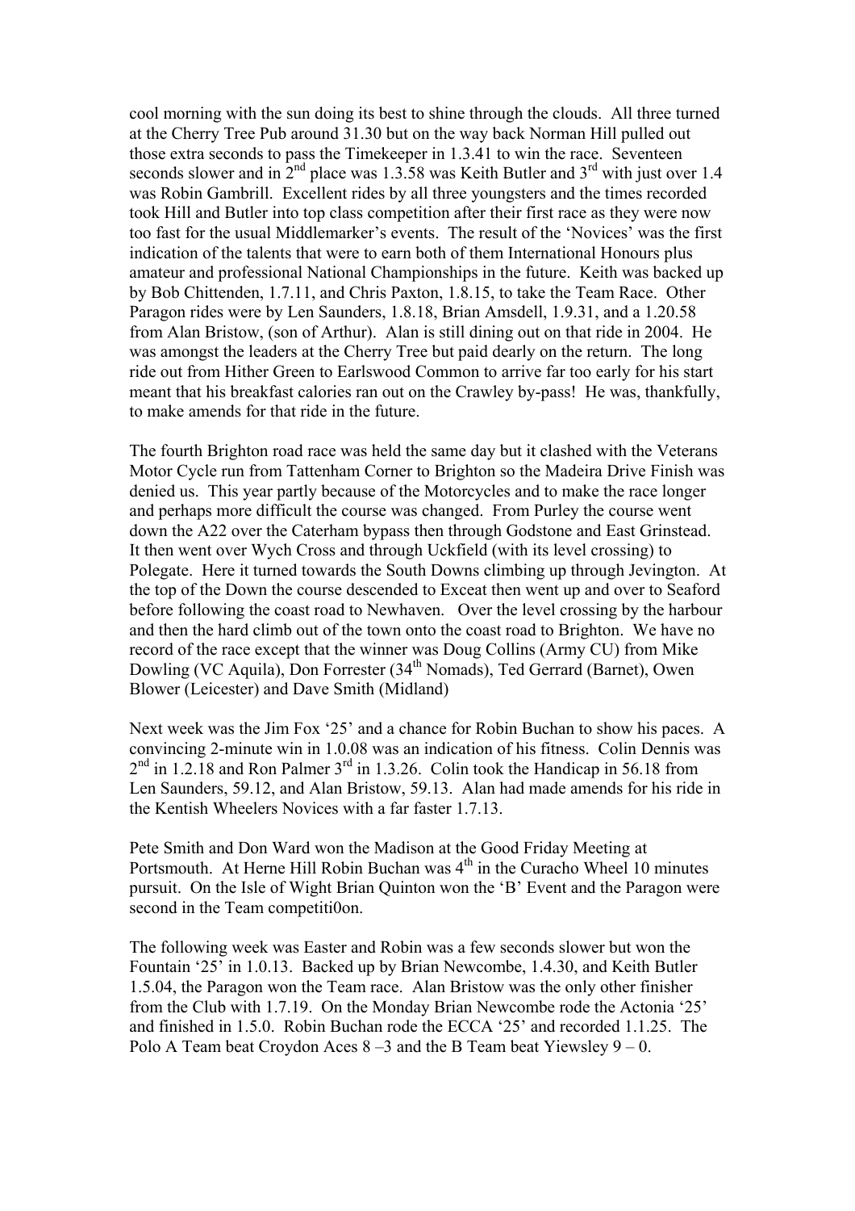cool morning with the sun doing its best to shine through the clouds. All three turned at the Cherry Tree Pub around 31.30 but on the way back Norman Hill pulled out those extra seconds to pass the Timekeeper in 1.3.41 to win the race. Seventeen seconds slower and in 2nd place was 1.3.58 was Keith Butler and 3rd with just over 1.4 was Robin Gambrill. Excellent rides by all three youngsters and the times recorded took Hill and Butler into top class competition after their first race as they were now too fast for the usual Middlemarker's events. The result of the 'Novices' was the first indication of the talents that were to earn both of them International Honours plus amateur and professional National Championships in the future. Keith was backed up by Bob Chittenden, 1.7.11, and Chris Paxton, 1.8.15, to take the Team Race. Other Paragon rides were by Len Saunders, 1.8.18, Brian Amsdell, 1.9.31, and a 1.20.58 from Alan Bristow, (son of Arthur). Alan is still dining out on that ride in 2004. He was amongst the leaders at the Cherry Tree but paid dearly on the return. The long ride out from Hither Green to Earlswood Common to arrive far too early for his start meant that his breakfast calories ran out on the Crawley by-pass! He was, thankfully, to make amends for that ride in the future.

The fourth Brighton road race was held the same day but it clashed with the Veterans Motor Cycle run from Tattenham Corner to Brighton so the Madeira Drive Finish was denied us. This year partly because of the Motorcycles and to make the race longer and perhaps more difficult the course was changed. From Purley the course went down the A22 over the Caterham bypass then through Godstone and East Grinstead. It then went over Wych Cross and through Uckfield (with its level crossing) to Polegate. Here it turned towards the South Downs climbing up through Jevington. At the top of the Down the course descended to Exceat then went up and over to Seaford before following the coast road to Newhaven. Over the level crossing by the harbour and then the hard climb out of the town onto the coast road to Brighton. We have no record of the race except that the winner was Doug Collins (Army CU) from Mike Dowling (VC Aquila), Don Forrester (34th Nomads), Ted Gerrard (Barnet), Owen Blower (Leicester) and Dave Smith (Midland)

Next week was the Jim Fox '25' and a chance for Robin Buchan to show his paces. A convincing 2-minute win in 1.0.08 was an indication of his fitness. Colin Dennis was 2nd in 1.2.18 and Ron Palmer 3rd in 1.3.26. Colin took the Handicap in 56.18 from Len Saunders, 59.12, and Alan Bristow, 59.13. Alan had made amends for his ride in the Kentish Wheelers Novices with a far faster 1.7.13.

Pete Smith and Don Ward won the Madison at the Good Friday Meeting at Portsmouth. At Herne Hill Robin Buchan was 4th in the Curacho Wheel 10 minutes pursuit. On the Isle of Wight Brian Quinton won the 'B' Event and the Paragon were second in the Team competiti0on.

The following week was Easter and Robin was a few seconds slower but won the Fountain '25' in 1.0.13. Backed up by Brian Newcombe, 1.4.30, and Keith Butler 1.5.04, the Paragon won the Team race. Alan Bristow was the only other finisher from the Club with 1.7.19. On the Monday Brian Newcombe rode the Actonia '25' and finished in 1.5.0. Robin Buchan rode the ECCA '25' and recorded 1.1.25. The Polo A Team beat Croydon Aces 8 –3 and the B Team beat Yiewsley 9 – 0.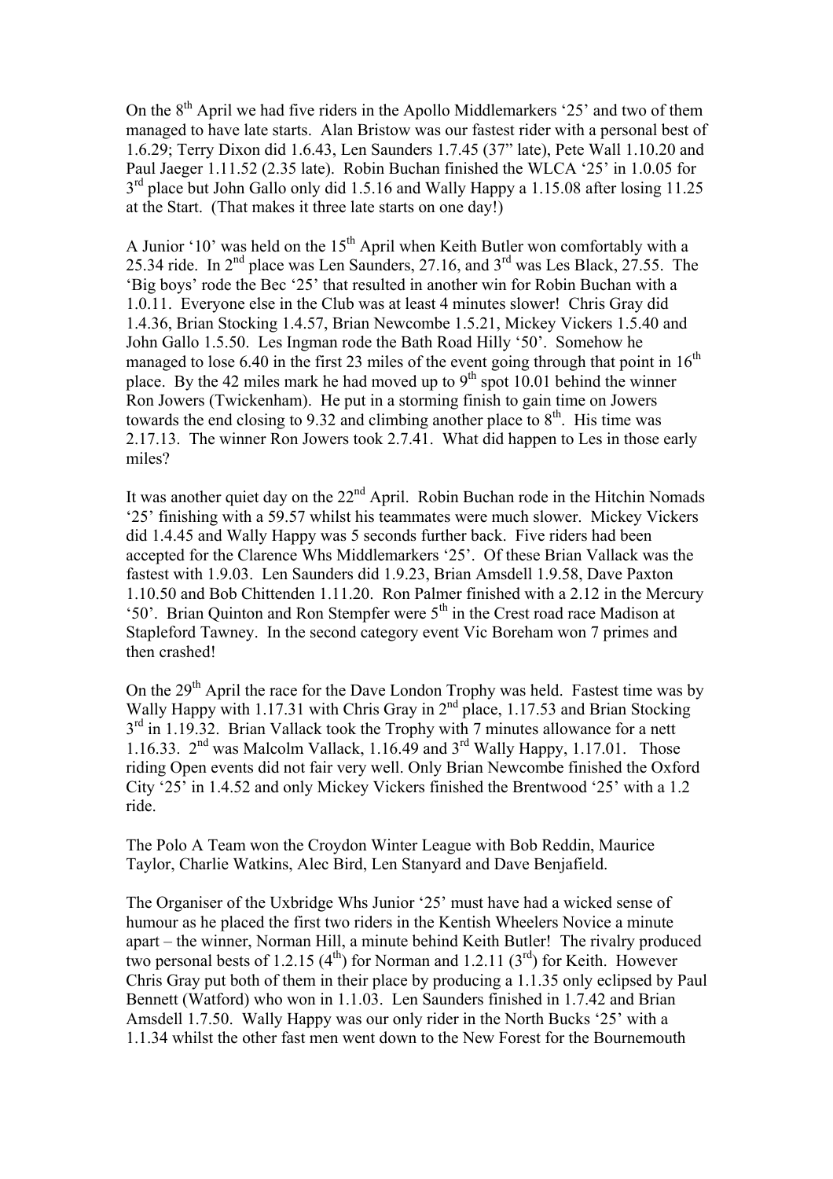On the 8th April we had five riders in the Apollo Middlemarkers '25' and two of them managed to have late starts. Alan Bristow was our fastest rider with a personal best of 1.6.29; Terry Dixon did 1.6.43, Len Saunders 1.7.45 (37" late), Pete Wall 1.10.20 and Paul Jaeger 1.11.52 (2.35 late). Robin Buchan finished the WLCA '25' in 1.0.05 for 3rd place but John Gallo only did 1.5.16 and Wally Happy a 1.15.08 after losing 11.25 at the Start. (That makes it three late starts on one day!)

A Junior '10' was held on the 15th April when Keith Butler won comfortably with a 25.34 ride. In 2nd place was Len Saunders, 27.16, and 3rd was Les Black, 27.55. The 'Big boys' rode the Bec '25' that resulted in another win for Robin Buchan with a 1.0.11. Everyone else in the Club was at least 4 minutes slower! Chris Gray did 1.4.36, Brian Stocking 1.4.57, Brian Newcombe 1.5.21, Mickey Vickers 1.5.40 and John Gallo 1.5.50. Les Ingman rode the Bath Road Hilly '50'. Somehow he managed to lose 6.40 in the first 23 miles of the event going through that point in 16th place. By the 42 miles mark he had moved up to 9th spot 10.01 behind the winner Ron Jowers (Twickenham). He put in a storming finish to gain time on Jowers towards the end closing to 9.32 and climbing another place to 8th. His time was 2.17.13. The winner Ron Jowers took 2.7.41. What did happen to Les in those early miles?

It was another quiet day on the 22nd April. Robin Buchan rode in the Hitchin Nomads '25' finishing with a 59.57 whilst his teammates were much slower. Mickey Vickers did 1.4.45 and Wally Happy was 5 seconds further back. Five riders had been accepted for the Clarence Whs Middlemarkers '25'. Of these Brian Vallack was the fastest with 1.9.03. Len Saunders did 1.9.23, Brian Amsdell 1.9.58, Dave Paxton 1.10.50 and Bob Chittenden 1.11.20. Ron Palmer finished with a 2.12 in the Mercury '50'. Brian Quinton and Ron Stempfer were 5th in the Crest road race Madison at Stapleford Tawney. In the second category event Vic Boreham won 7 primes and then crashed!

On the 29th April the race for the Dave London Trophy was held. Fastest time was by Wally Happy with 1.17.31 with Chris Gray in 2nd place, 1.17.53 and Brian Stocking 3rd in 1.19.32. Brian Vallack took the Trophy with 7 minutes allowance for a nett 1.16.33. 2nd was Malcolm Vallack, 1.16.49 and 3rd Wally Happy, 1.17.01. Those riding Open events did not fair very well. Only Brian Newcombe finished the Oxford City '25' in 1.4.52 and only Mickey Vickers finished the Brentwood '25' with a 1.2 ride.

The Polo A Team won the Croydon Winter League with Bob Reddin, Maurice Taylor, Charlie Watkins, Alec Bird, Len Stanyard and Dave Benjafield.

The Organiser of the Uxbridge Whs Junior '25' must have had a wicked sense of humour as he placed the first two riders in the Kentish Wheelers Novice a minute apart – the winner, Norman Hill, a minute behind Keith Butler! The rivalry produced two personal bests of 1.2.15 (4th) for Norman and 1.2.11 (3rd) for Keith. However Chris Gray put both of them in their place by producing a 1.1.35 only eclipsed by Paul Bennett (Watford) who won in 1.1.03. Len Saunders finished in 1.7.42 and Brian Amsdell 1.7.50. Wally Happy was our only rider in the North Bucks '25' with a 1.1.34 whilst the other fast men went down to the New Forest for the Bournemouth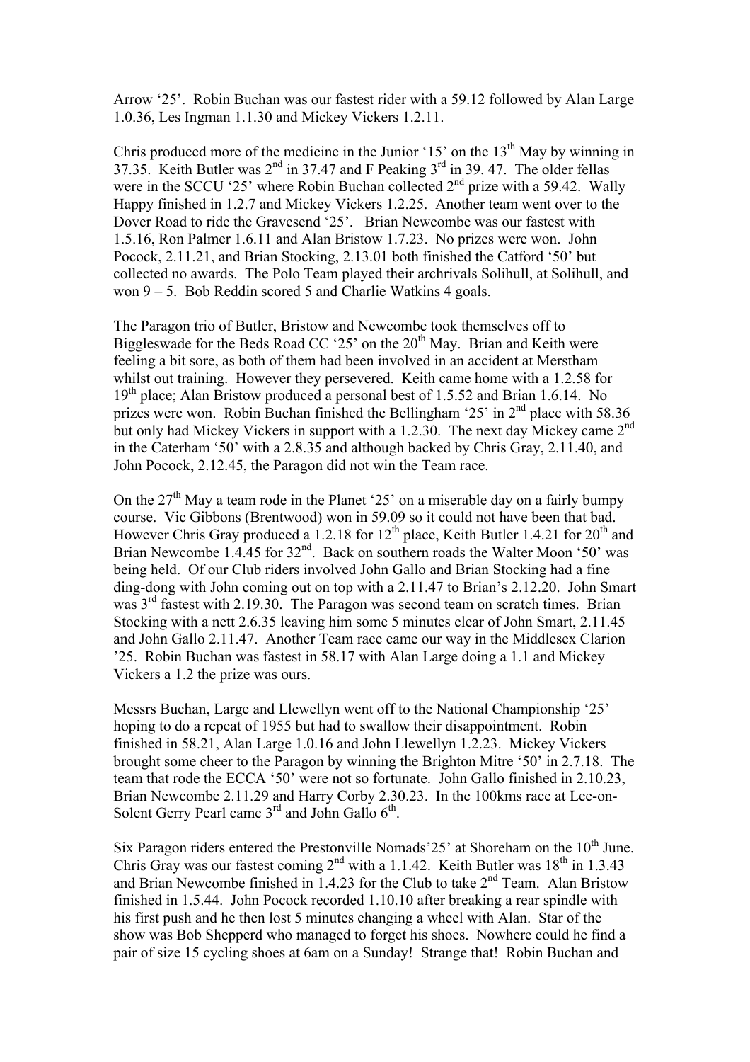Arrow '25'. Robin Buchan was our fastest rider with a 59.12 followed by Alan Large 1.0.36, Les Ingman 1.1.30 and Mickey Vickers 1.2.11.

Chris produced more of the medicine in the Junior '15' on the 13th May by winning in 37.35. Keith Butler was 2nd in 37.47 and F Peaking 3rd in 39. 47. The older fellas were in the SCCU '25' where Robin Buchan collected 2nd prize with a 59.42. Wally Happy finished in 1.2.7 and Mickey Vickers 1.2.25. Another team went over to the Dover Road to ride the Gravesend '25'. Brian Newcombe was our fastest with 1.5.16, Ron Palmer 1.6.11 and Alan Bristow 1.7.23. No prizes were won. John Pocock, 2.11.21, and Brian Stocking, 2.13.01 both finished the Catford '50' but collected no awards. The Polo Team played their archrivals Solihull, at Solihull, and won 9 – 5. Bob Reddin scored 5 and Charlie Watkins 4 goals.

The Paragon trio of Butler, Bristow and Newcombe took themselves off to Biggleswade for the Beds Road CC '25' on the 20th May. Brian and Keith were feeling a bit sore, as both of them had been involved in an accident at Merstham whilst out training. However they persevered. Keith came home with a 1.2.58 for 19th place; Alan Bristow produced a personal best of 1.5.52 and Brian 1.6.14. No prizes were won. Robin Buchan finished the Bellingham '25' in 2nd place with 58.36 but only had Mickey Vickers in support with a 1.2.30. The next day Mickey came 2nd in the Caterham '50' with a 2.8.35 and although backed by Chris Gray, 2.11.40, and John Pocock, 2.12.45, the Paragon did not win the Team race.

On the 27th May a team rode in the Planet '25' on a miserable day on a fairly bumpy course. Vic Gibbons (Brentwood) won in 59.09 so it could not have been that bad. However Chris Gray produced a 1.2.18 for 12th place, Keith Butler 1.4.21 for 20th and Brian Newcombe 1.4.45 for 32nd. Back on southern roads the Walter Moon '50' was being held. Of our Club riders involved John Gallo and Brian Stocking had a fine ding-dong with John coming out on top with a 2.11.47 to Brian's 2.12.20. John Smart was 3rd fastest with 2.19.30. The Paragon was second team on scratch times. Brian Stocking with a nett 2.6.35 leaving him some 5 minutes clear of John Smart, 2.11.45 and John Gallo 2.11.47. Another Team race came our way in the Middlesex Clarion '25. Robin Buchan was fastest in 58.17 with Alan Large doing a 1.1 and Mickey Vickers a 1.2 the prize was ours.

Messrs Buchan, Large and Llewellyn went off to the National Championship '25' hoping to do a repeat of 1955 but had to swallow their disappointment. Robin finished in 58.21, Alan Large 1.0.16 and John Llewellyn 1.2.23. Mickey Vickers brought some cheer to the Paragon by winning the Brighton Mitre '50' in 2.7.18. The team that rode the ECCA '50' were not so fortunate. John Gallo finished in 2.10.23, Brian Newcombe 2.11.29 and Harry Corby 2.30.23. In the 100kms race at Lee-on-Solent Gerry Pearl came 3rd and John Gallo 6th.

Six Paragon riders entered the Prestonville Nomads'25' at Shoreham on the 10th June. Chris Gray was our fastest coming 2nd with a 1.1.42. Keith Butler was 18th in 1.3.43 and Brian Newcombe finished in 1.4.23 for the Club to take 2nd Team. Alan Bristow finished in 1.5.44. John Pocock recorded 1.10.10 after breaking a rear spindle with his first push and he then lost 5 minutes changing a wheel with Alan. Star of the show was Bob Shepperd who managed to forget his shoes. Nowhere could he find a pair of size 15 cycling shoes at 6am on a Sunday! Strange that! Robin Buchan and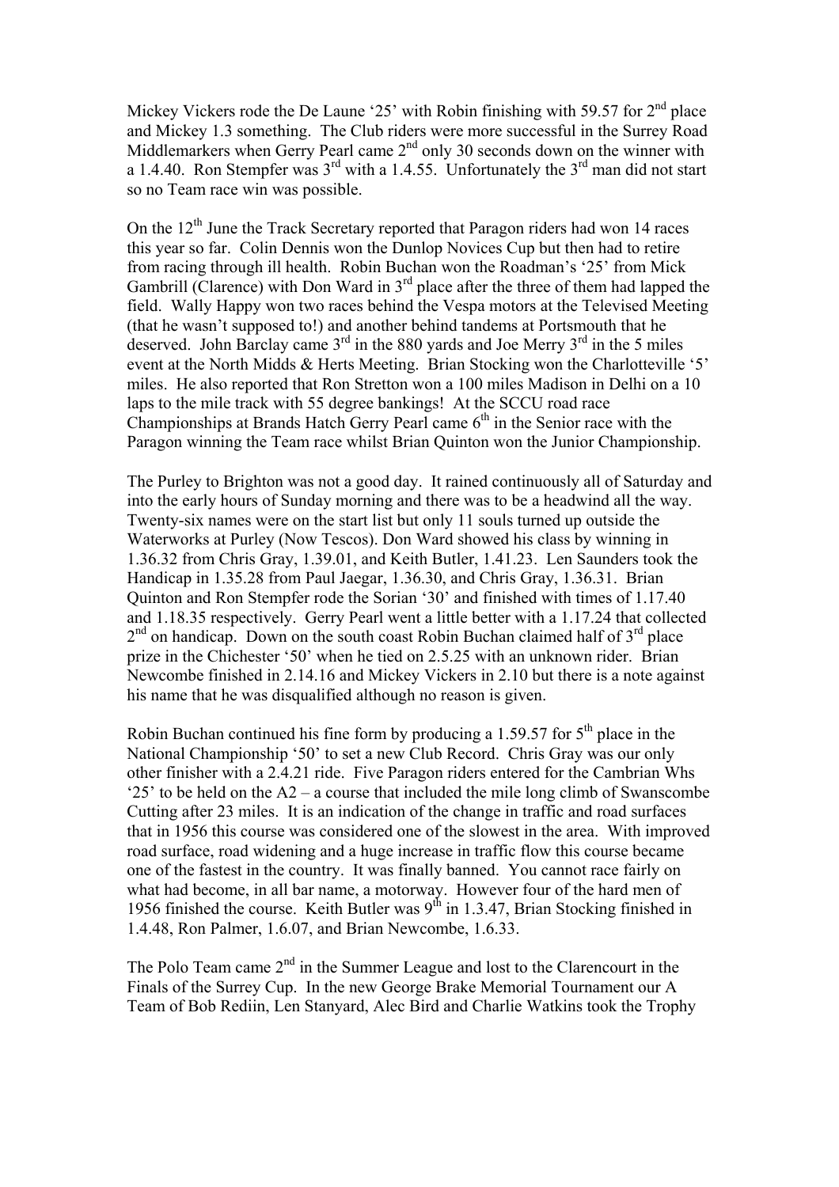Mickey Vickers rode the De Laune '25' with Robin finishing with 59.57 for 2nd place and Mickey 1.3 something. The Club riders were more successful in the Surrey Road Middlemarkers when Gerry Pearl came 2nd only 30 seconds down on the winner with a 1.4.40. Ron Stempfer was 3rd with a 1.4.55. Unfortunately the 3rd man did not start so no Team race win was possible.

On the 12th June the Track Secretary reported that Paragon riders had won 14 races this year so far. Colin Dennis won the Dunlop Novices Cup but then had to retire from racing through ill health. Robin Buchan won the Roadman's '25' from Mick Gambrill (Clarence) with Don Ward in 3rd place after the three of them had lapped the field. Wally Happy won two races behind the Vespa motors at the Televised Meeting (that he wasn't supposed to!) and another behind tandems at Portsmouth that he deserved. John Barclay came 3rd in the 880 yards and Joe Merry 3rd in the 5 miles event at the North Midds & Herts Meeting. Brian Stocking won the Charlotteville '5' miles. He also reported that Ron Stretton won a 100 miles Madison in Delhi on a 10 laps to the mile track with 55 degree bankings! At the SCCU road race Championships at Brands Hatch Gerry Pearl came 6th in the Senior race with the Paragon winning the Team race whilst Brian Quinton won the Junior Championship.

The Purley to Brighton was not a good day. It rained continuously all of Saturday and into the early hours of Sunday morning and there was to be a headwind all the way. Twenty-six names were on the start list but only 11 souls turned up outside the Waterworks at Purley (Now Tescos). Don Ward showed his class by winning in 1.36.32 from Chris Gray, 1.39.01, and Keith Butler, 1.41.23. Len Saunders took the Handicap in 1.35.28 from Paul Jaegar, 1.36.30, and Chris Gray, 1.36.31. Brian Quinton and Ron Stempfer rode the Sorian '30' and finished with times of 1.17.40 and 1.18.35 respectively. Gerry Pearl went a little better with a 1.17.24 that collected 2nd on handicap. Down on the south coast Robin Buchan claimed half of 3rd place prize in the Chichester '50' when he tied on 2.5.25 with an unknown rider. Brian Newcombe finished in 2.14.16 and Mickey Vickers in 2.10 but there is a note against his name that he was disqualified although no reason is given.

Robin Buchan continued his fine form by producing a 1.59.57 for 5th place in the National Championship '50' to set a new Club Record. Chris Gray was our only other finisher with a 2.4.21 ride. Five Paragon riders entered for the Cambrian Whs '25' to be held on the A2 – a course that included the mile long climb of Swanscombe Cutting after 23 miles. It is an indication of the change in traffic and road surfaces that in 1956 this course was considered one of the slowest in the area. With improved road surface, road widening and a huge increase in traffic flow this course became one of the fastest in the country. It was finally banned. You cannot race fairly on what had become, in all bar name, a motorway. However four of the hard men of 1956 finished the course. Keith Butler was 9th in 1.3.47, Brian Stocking finished in 1.4.48, Ron Palmer, 1.6.07, and Brian Newcombe, 1.6.33.

The Polo Team came 2nd in the Summer League and lost to the Clarencourt in the Finals of the Surrey Cup. In the new George Brake Memorial Tournament our A Team of Bob Rediin, Len Stanyard, Alec Bird and Charlie Watkins took the Trophy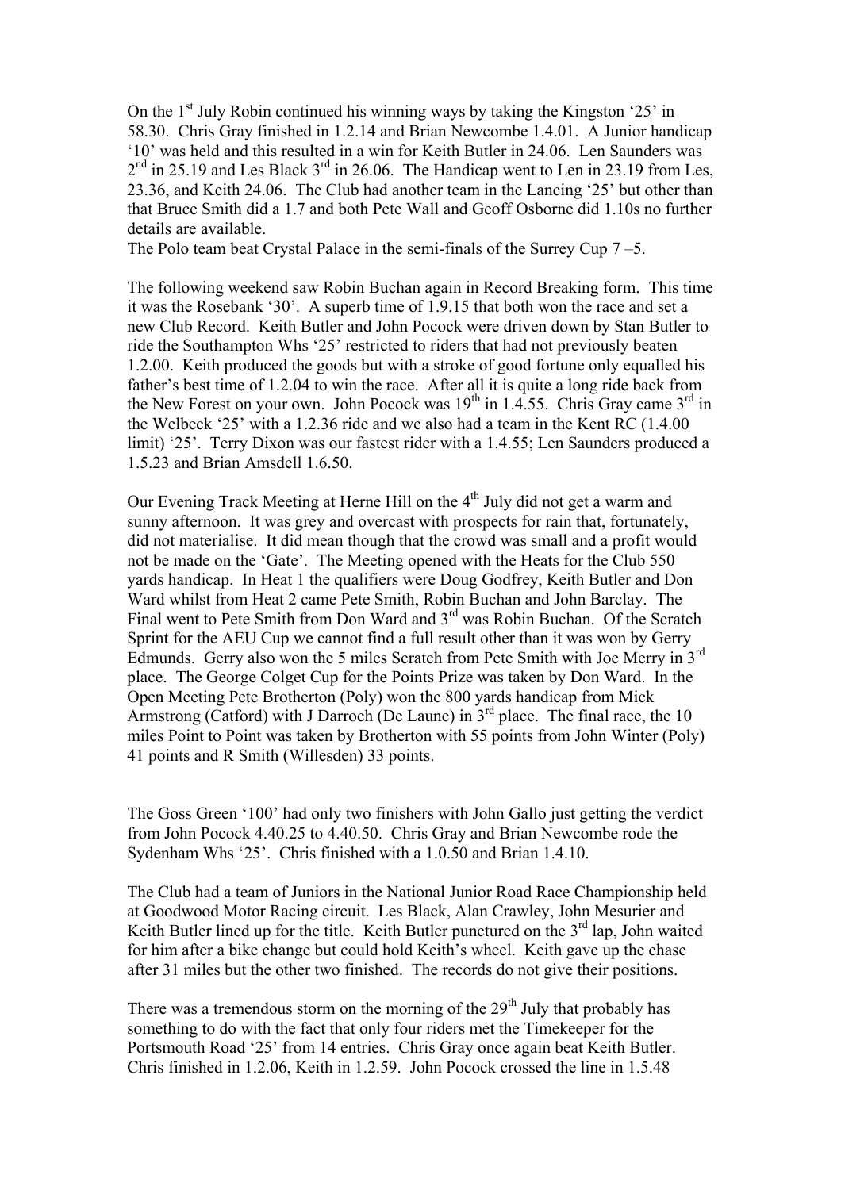On the 1st July Robin continued his winning ways by taking the Kingston '25' in 58.30. Chris Gray finished in 1.2.14 and Brian Newcombe 1.4.01. A Junior handicap '10' was held and this resulted in a win for Keith Butler in 24.06. Len Saunders was 2nd in 25.19 and Les Black 3rd in 26.06. The Handicap went to Len in 23.19 from Les, 23.36, and Keith 24.06. The Club had another team in the Lancing '25' but other than that Bruce Smith did a 1.7 and both Pete Wall and Geoff Osborne did 1.10s no further details are available.

The Polo team beat Crystal Palace in the semi-finals of the Surrey Cup 7 –5.

The following weekend saw Robin Buchan again in Record Breaking form. This time it was the Rosebank '30'. A superb time of 1.9.15 that both won the race and set a new Club Record. Keith Butler and John Pocock were driven down by Stan Butler to ride the Southampton Whs '25' restricted to riders that had not previously beaten 1.2.00. Keith produced the goods but with a stroke of good fortune only equalled his father's best time of 1.2.04 to win the race. After all it is quite a long ride back from the New Forest on your own. John Pocock was 19th in 1.4.55. Chris Gray came 3rd in the Welbeck '25' with a 1.2.36 ride and we also had a team in the Kent RC (1.4.00 limit) '25'. Terry Dixon was our fastest rider with a 1.4.55; Len Saunders produced a 1.5.23 and Brian Amsdell 1.6.50.

Our Evening Track Meeting at Herne Hill on the 4th July did not get a warm and sunny afternoon. It was grey and overcast with prospects for rain that, fortunately, did not materialise. It did mean though that the crowd was small and a profit would not be made on the 'Gate'. The Meeting opened with the Heats for the Club 550 yards handicap. In Heat 1 the qualifiers were Doug Godfrey, Keith Butler and Don Ward whilst from Heat 2 came Pete Smith, Robin Buchan and John Barclay. The Final went to Pete Smith from Don Ward and 3rd was Robin Buchan. Of the Scratch Sprint for the AEU Cup we cannot find a full result other than it was won by Gerry Edmunds. Gerry also won the 5 miles Scratch from Pete Smith with Joe Merry in 3rd place. The George Colget Cup for the Points Prize was taken by Don Ward. In the Open Meeting Pete Brotherton (Poly) won the 800 yards handicap from Mick Armstrong (Catford) with J Darroch (De Laune) in 3rd place. The final race, the 10 miles Point to Point was taken by Brotherton with 55 points from John Winter (Poly) 41 points and R Smith (Willesden) 33 points.

The Goss Green '100' had only two finishers with John Gallo just getting the verdict from John Pocock 4.40.25 to 4.40.50. Chris Gray and Brian Newcombe rode the Sydenham Whs '25'. Chris finished with a 1.0.50 and Brian 1.4.10.

The Club had a team of Juniors in the National Junior Road Race Championship held at Goodwood Motor Racing circuit. Les Black, Alan Crawley, John Mesurier and Keith Butler lined up for the title. Keith Butler punctured on the 3rd lap, John waited for him after a bike change but could hold Keith's wheel. Keith gave up the chase after 31 miles but the other two finished. The records do not give their positions.

There was a tremendous storm on the morning of the 29th July that probably has something to do with the fact that only four riders met the Timekeeper for the Portsmouth Road '25' from 14 entries. Chris Gray once again beat Keith Butler. Chris finished in 1.2.06, Keith in 1.2.59. John Pocock crossed the line in 1.5.48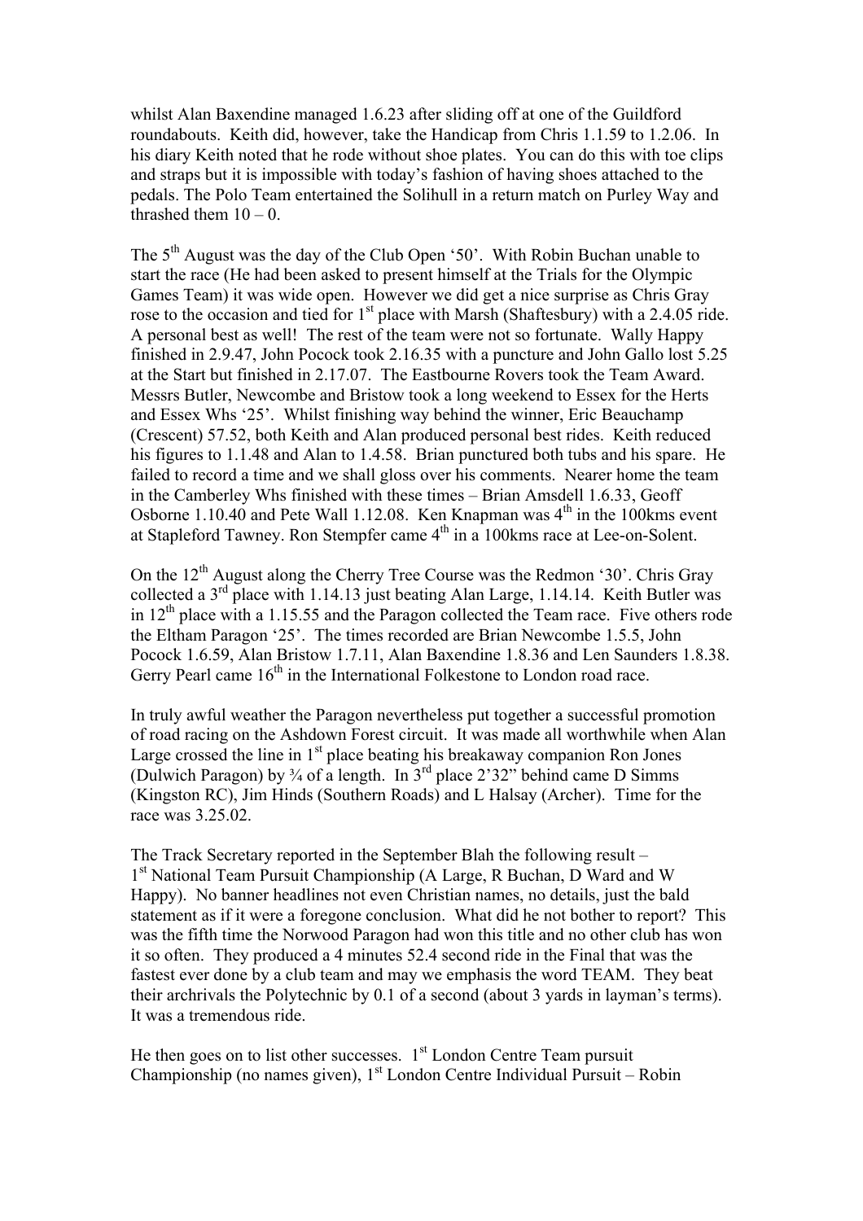whilst Alan Baxendine managed 1.6.23 after sliding off at one of the Guildford roundabouts. Keith did, however, take the Handicap from Chris 1.1.59 to 1.2.06. In his diary Keith noted that he rode without shoe plates. You can do this with toe clips and straps but it is impossible with today's fashion of having shoes attached to the pedals. The Polo Team entertained the Solihull in a return match on Purley Way and thrashed them 10 – 0.

The 5th August was the day of the Club Open '50'. With Robin Buchan unable to start the race (He had been asked to present himself at the Trials for the Olympic Games Team) it was wide open. However we did get a nice surprise as Chris Gray rose to the occasion and tied for 1st place with Marsh (Shaftesbury) with a 2.4.05 ride. A personal best as well! The rest of the team were not so fortunate. Wally Happy finished in 2.9.47, John Pocock took 2.16.35 with a puncture and John Gallo lost 5.25 at the Start but finished in 2.17.07. The Eastbourne Rovers took the Team Award. Messrs Butler, Newcombe and Bristow took a long weekend to Essex for the Herts and Essex Whs '25'. Whilst finishing way behind the winner, Eric Beauchamp (Crescent) 57.52, both Keith and Alan produced personal best rides. Keith reduced his figures to 1.1.48 and Alan to 1.4.58. Brian punctured both tubs and his spare. He failed to record a time and we shall gloss over his comments. Nearer home the team in the Camberley Whs finished with these times – Brian Amsdell 1.6.33, Geoff Osborne 1.10.40 and Pete Wall 1.12.08. Ken Knapman was 4th in the 100kms event at Stapleford Tawney. Ron Stempfer came 4th in a 100kms race at Lee-on-Solent.

On the 12th August along the Cherry Tree Course was the Redmon '30'. Chris Gray collected a 3rd place with 1.14.13 just beating Alan Large, 1.14.14. Keith Butler was in 12th place with a 1.15.55 and the Paragon collected the Team race. Five others rode the Eltham Paragon '25'. The times recorded are Brian Newcombe 1.5.5, John Pocock 1.6.59, Alan Bristow 1.7.11, Alan Baxendine 1.8.36 and Len Saunders 1.8.38. Gerry Pearl came 16th in the International Folkestone to London road race.

In truly awful weather the Paragon nevertheless put together a successful promotion of road racing on the Ashdown Forest circuit. It was made all worthwhile when Alan Large crossed the line in 1st place beating his breakaway companion Ron Jones (Dulwich Paragon) by ¾ of a length. In 3rd place 2'32" behind came D Simms (Kingston RC), Jim Hinds (Southern Roads) and L Halsay (Archer). Time for the race was 3.25.02.

The Track Secretary reported in the September Blah the following result – 1st National Team Pursuit Championship (A Large, R Buchan, D Ward and W Happy). No banner headlines not even Christian names, no details, just the bald statement as if it were a foregone conclusion. What did he not bother to report? This was the fifth time the Norwood Paragon had won this title and no other club has won it so often. They produced a 4 minutes 52.4 second ride in the Final that was the fastest ever done by a club team and may we emphasis the word TEAM. They beat their archrivals the Polytechnic by 0.1 of a second (about 3 yards in layman's terms). It was a tremendous ride.

He then goes on to list other successes. 1st London Centre Team pursuit Championship (no names given), 1st London Centre Individual Pursuit – Robin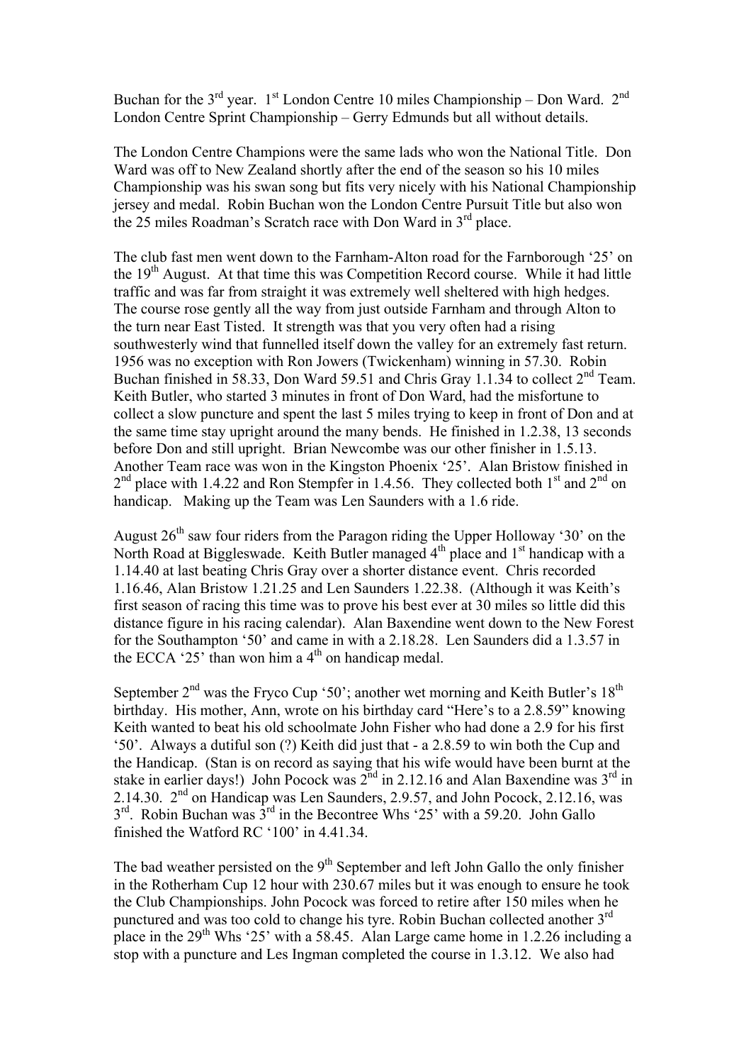Buchan for the 3rd year. 1st London Centre 10 miles Championship – Don Ward. 2nd London Centre Sprint Championship – Gerry Edmunds but all without details.

The London Centre Champions were the same lads who won the National Title. Don Ward was off to New Zealand shortly after the end of the season so his 10 miles Championship was his swan song but fits very nicely with his National Championship jersey and medal. Robin Buchan won the London Centre Pursuit Title but also won the 25 miles Roadman's Scratch race with Don Ward in 3rd place.

The club fast men went down to the Farnham-Alton road for the Farnborough '25' on the 19th August. At that time this was Competition Record course. While it had little traffic and was far from straight it was extremely well sheltered with high hedges. The course rose gently all the way from just outside Farnham and through Alton to the turn near East Tisted. It strength was that you very often had a rising southwesterly wind that funnelled itself down the valley for an extremely fast return. 1956 was no exception with Ron Jowers (Twickenham) winning in 57.30. Robin Buchan finished in 58.33, Don Ward 59.51 and Chris Gray 1.1.34 to collect 2nd Team. Keith Butler, who started 3 minutes in front of Don Ward, had the misfortune to collect a slow puncture and spent the last 5 miles trying to keep in front of Don and at the same time stay upright around the many bends. He finished in 1.2.38, 13 seconds before Don and still upright. Brian Newcombe was our other finisher in 1.5.13. Another Team race was won in the Kingston Phoenix '25'. Alan Bristow finished in 2nd place with 1.4.22 and Ron Stempfer in 1.4.56. They collected both 1st and 2nd on handicap. Making up the Team was Len Saunders with a 1.6 ride.

August 26th saw four riders from the Paragon riding the Upper Holloway '30' on the North Road at Biggleswade. Keith Butler managed 4th place and 1st handicap with a 1.14.40 at last beating Chris Gray over a shorter distance event. Chris recorded 1.16.46, Alan Bristow 1.21.25 and Len Saunders 1.22.38. (Although it was Keith's first season of racing this time was to prove his best ever at 30 miles so little did this distance figure in his racing calendar). Alan Baxendine went down to the New Forest for the Southampton '50' and came in with a 2.18.28. Len Saunders did a 1.3.57 in the ECCA '25' than won him a 4th on handicap medal.

September 2nd was the Fryco Cup '50'; another wet morning and Keith Butler's 18th birthday. His mother, Ann, wrote on his birthday card "Here's to a 2.8.59" knowing Keith wanted to beat his old schoolmate John Fisher who had done a 2.9 for his first '50'. Always a dutiful son (?) Keith did just that - a 2.8.59 to win both the Cup and the Handicap. (Stan is on record as saying that his wife would have been burnt at the stake in earlier days!) John Pocock was 2nd in 2.12.16 and Alan Baxendine was 3rd in 2.14.30. 2nd on Handicap was Len Saunders, 2.9.57, and John Pocock, 2.12.16, was 3rd. Robin Buchan was 3rd in the Becontree Whs '25' with a 59.20. John Gallo finished the Watford RC '100' in 4.41.34.

The bad weather persisted on the 9th September and left John Gallo the only finisher in the Rotherham Cup 12 hour with 230.67 miles but it was enough to ensure he took the Club Championships. John Pocock was forced to retire after 150 miles when he punctured and was too cold to change his tyre. Robin Buchan collected another 3rd place in the 29th Whs '25' with a 58.45. Alan Large came home in 1.2.26 including a stop with a puncture and Les Ingman completed the course in 1.3.12. We also had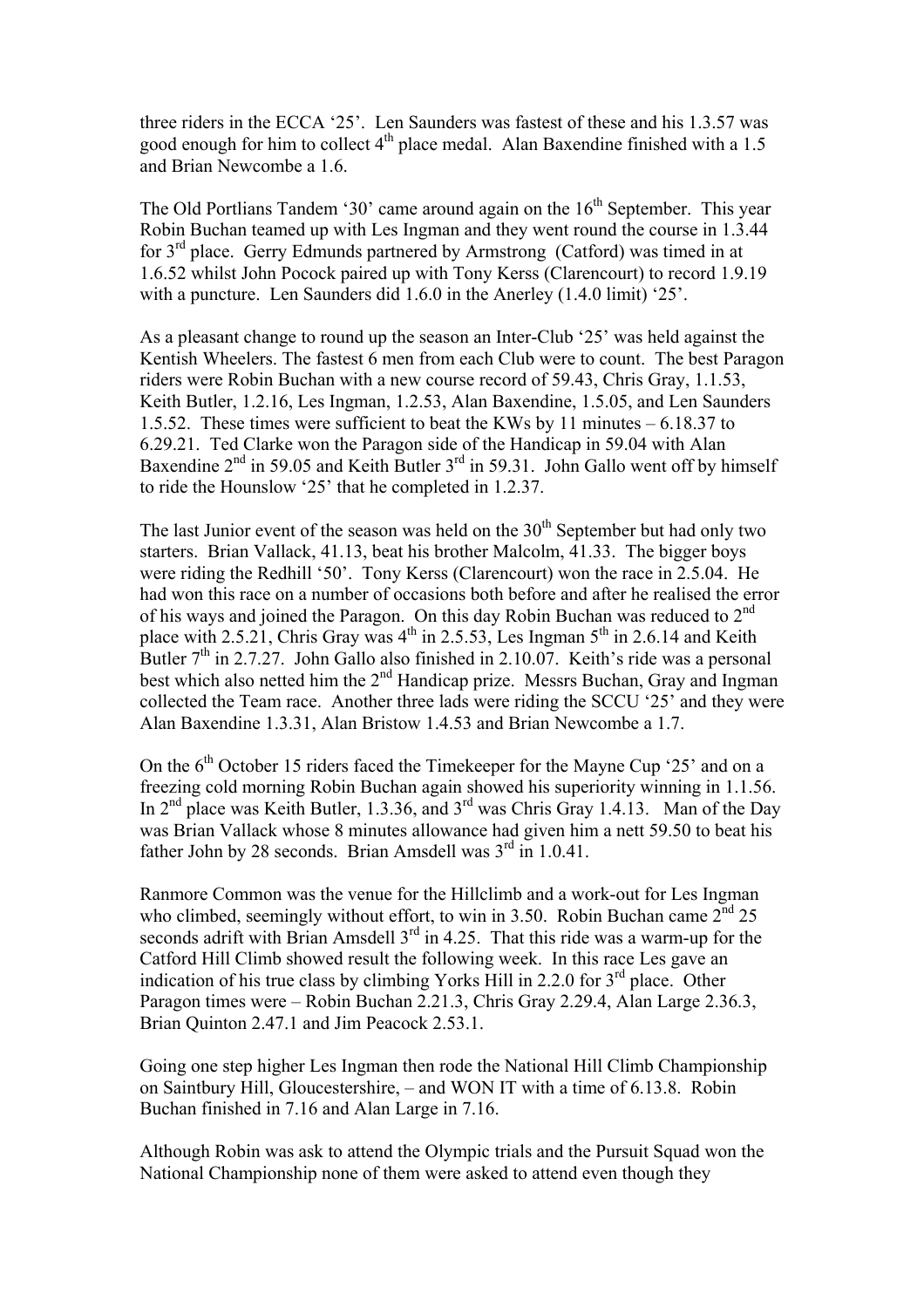three riders in the ECCA '25'. Len Saunders was fastest of these and his 1.3.57 was good enough for him to collect 4th place medal. Alan Baxendine finished with a 1.5 and Brian Newcombe a 1.6.

The Old Portlians Tandem '30' came around again on the 16th September. This year Robin Buchan teamed up with Les Ingman and they went round the course in 1.3.44 for 3rd place. Gerry Edmunds partnered by Armstrong (Catford) was timed in at 1.6.52 whilst John Pocock paired up with Tony Kerss (Clarencourt) to record 1.9.19 with a puncture. Len Saunders did 1.6.0 in the Anerley (1.4.0 limit) '25'.

As a pleasant change to round up the season an Inter-Club '25' was held against the Kentish Wheelers. The fastest 6 men from each Club were to count. The best Paragon riders were Robin Buchan with a new course record of 59.43, Chris Gray, 1.1.53, Keith Butler, 1.2.16, Les Ingman, 1.2.53, Alan Baxendine, 1.5.05, and Len Saunders 1.5.52. These times were sufficient to beat the KWs by 11 minutes – 6.18.37 to 6.29.21. Ted Clarke won the Paragon side of the Handicap in 59.04 with Alan Baxendine 2nd in 59.05 and Keith Butler 3rd in 59.31. John Gallo went off by himself to ride the Hounslow '25' that he completed in 1.2.37.

The last Junior event of the season was held on the 30th September but had only two starters. Brian Vallack, 41.13, beat his brother Malcolm, 41.33. The bigger boys were riding the Redhill '50'. Tony Kerss (Clarencourt) won the race in 2.5.04. He had won this race on a number of occasions both before and after he realised the error of his ways and joined the Paragon. On this day Robin Buchan was reduced to 2nd place with 2.5.21, Chris Gray was 4th in 2.5.53, Les Ingman 5th in 2.6.14 and Keith Butler 7th in 2.7.27. John Gallo also finished in 2.10.07. Keith's ride was a personal best which also netted him the 2nd Handicap prize. Messrs Buchan, Gray and Ingman collected the Team race. Another three lads were riding the SCCU '25' and they were Alan Baxendine 1.3.31, Alan Bristow 1.4.53 and Brian Newcombe a 1.7.

On the 6th October 15 riders faced the Timekeeper for the Mayne Cup '25' and on a freezing cold morning Robin Buchan again showed his superiority winning in 1.1.56. In 2nd place was Keith Butler, 1.3.36, and 3rd was Chris Gray 1.4.13. Man of the Day was Brian Vallack whose 8 minutes allowance had given him a nett 59.50 to beat his father John by 28 seconds. Brian Amsdell was 3rd in 1.0.41.

Ranmore Common was the venue for the Hillclimb and a work-out for Les Ingman who climbed, seemingly without effort, to win in 3.50. Robin Buchan came 2nd 25 seconds adrift with Brian Amsdell 3rd in 4.25. That this ride was a warm-up for the Catford Hill Climb showed result the following week. In this race Les gave an indication of his true class by climbing Yorks Hill in 2.2.0 for 3rd place. Other Paragon times were – Robin Buchan 2.21.3, Chris Gray 2.29.4, Alan Large 2.36.3, Brian Quinton 2.47.1 and Jim Peacock 2.53.1.

Going one step higher Les Ingman then rode the National Hill Climb Championship on Saintbury Hill, Gloucestershire, – and WON IT with a time of 6.13.8. Robin Buchan finished in 7.16 and Alan Large in 7.16.

Although Robin was ask to attend the Olympic trials and the Pursuit Squad won the National Championship none of them were asked to attend even though they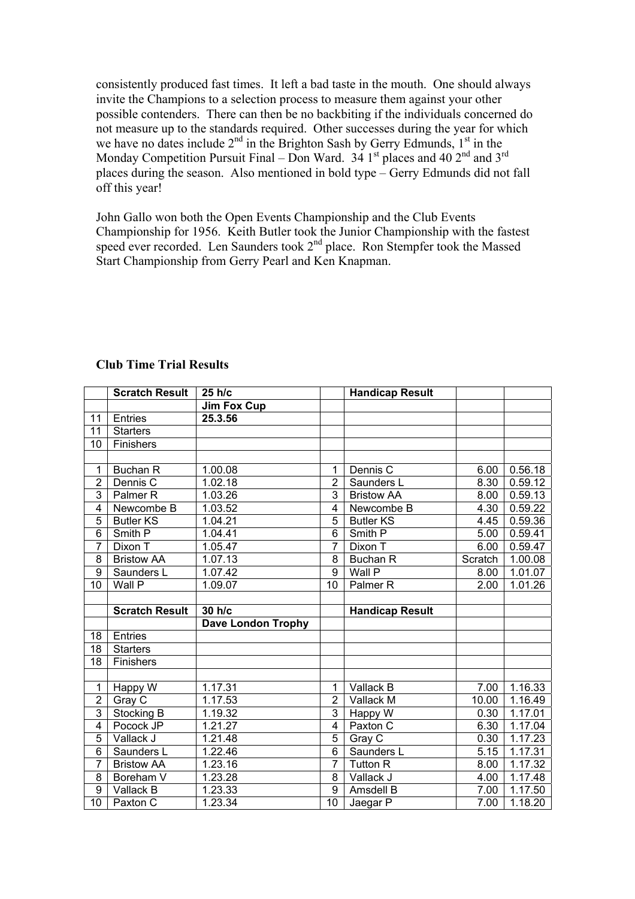consistently produced fast times. It left a bad taste in the mouth. One should always invite the Champions to a selection process to measure them against your other possible contenders. There can then be no backbiting if the individuals concerned do not measure up to the standards required. Other successes during the year for which we have no dates include 2nd in the Brighton Sash by Gerry Edmunds, 1st in the Monday Competition Pursuit Final – Don Ward. 34 1st places and 40 2nd and 3rd places during the season. Also mentioned in bold type – Gerry Edmunds did not fall off this year!

John Gallo won both the Open Events Championship and the Club Events Championship for 1956. Keith Butler took the Junior Championship with the fastest speed ever recorded. Len Saunders took 2nd place. Ron Stempfer took the Massed Start Championship from Gerry Pearl and Ken Knapman.

### Club Time Trial Results

| | **Scratch Result** | **25 h/c** | | **Handicap Result** | | |
|---|---|---|---|---|---|---|
| | | **Jim Fox Cup** | | | | |
| 11 | Entries | **25.3.56** | | | | |
| 11 | Starters | | | | | |
| 10 | Finishers | | | | | |
| | | | | | | |
| 1 | Buchan R | 1.00.08 | 1 | Dennis C | 6.00 | 0.56.18 |
| 2 | Dennis C | 1.02.18 | 2 | Saunders L | 8.30 | 0.59.12 |
| 3 | Palmer R | 1.03.26 | 3 | Bristow AA | 8.00 | 0.59.13 |
| 4 | Newcombe B | 1.03.52 | 4 | Newcombe B | 4.30 | 0.59.22 |
| 5 | Butler KS | 1.04.21 | 5 | Butler KS | 4.45 | 0.59.36 |
| 6 | Smith P | 1.04.41 | 6 | Smith P | 5.00 | 0.59.41 |
| 7 | Dixon T | 1.05.47 | 7 | Dixon T | 6.00 | 0.59.47 |
| 8 | Bristow AA | 1.07.13 | 8 | Buchan R | Scratch | 1.00.08 |
| 9 | Saunders L | 1.07.42 | 9 | Wall P | 8.00 | 1.01.07 |
| 10 | Wall P | 1.09.07 | 10 | Palmer R | 2.00 | 1.01.26 |
| | | | | | | |
| | **Scratch Result** | **30 h/c** | | **Handicap Result** | | |
| | | **Dave London Trophy** | | | | |
| 18 | Entries | | | | | |
| 18 | Starters | | | | | |
| 18 | Finishers | | | | | |
| | | | | | | |
| 1 | Happy W | 1.17.31 | 1 | Vallack B | 7.00 | 1.16.33 |
| 2 | Gray C | 1.17.53 | 2 | Vallack M | 10.00 | 1.16.49 |
| 3 | Stocking B | 1.19.32 | 3 | Happy W | 0.30 | 1.17.01 |
| 4 | Pocock JP | 1.21.27 | 4 | Paxton C | 6.30 | 1.17.04 |
| 5 | Vallack J | 1.21.48 | 5 | Gray C | 0.30 | 1.17.23 |
| 6 | Saunders L | 1.22.46 | 6 | Saunders L | 5.15 | 1.17.31 |
| 7 | Bristow AA | 1.23.16 | 7 | Tutton R | 8.00 | 1.17.32 |
| 8 | Boreham V | 1.23.28 | 8 | Vallack J | 4.00 | 1.17.48 |
| 9 | Vallack B | 1.23.33 | 9 | Amsdell B | 7.00 | 1.17.50 |
| 10 | Paxton C | 1.23.34 | 10 | Jaegar P | 7.00 | 1.18.20 |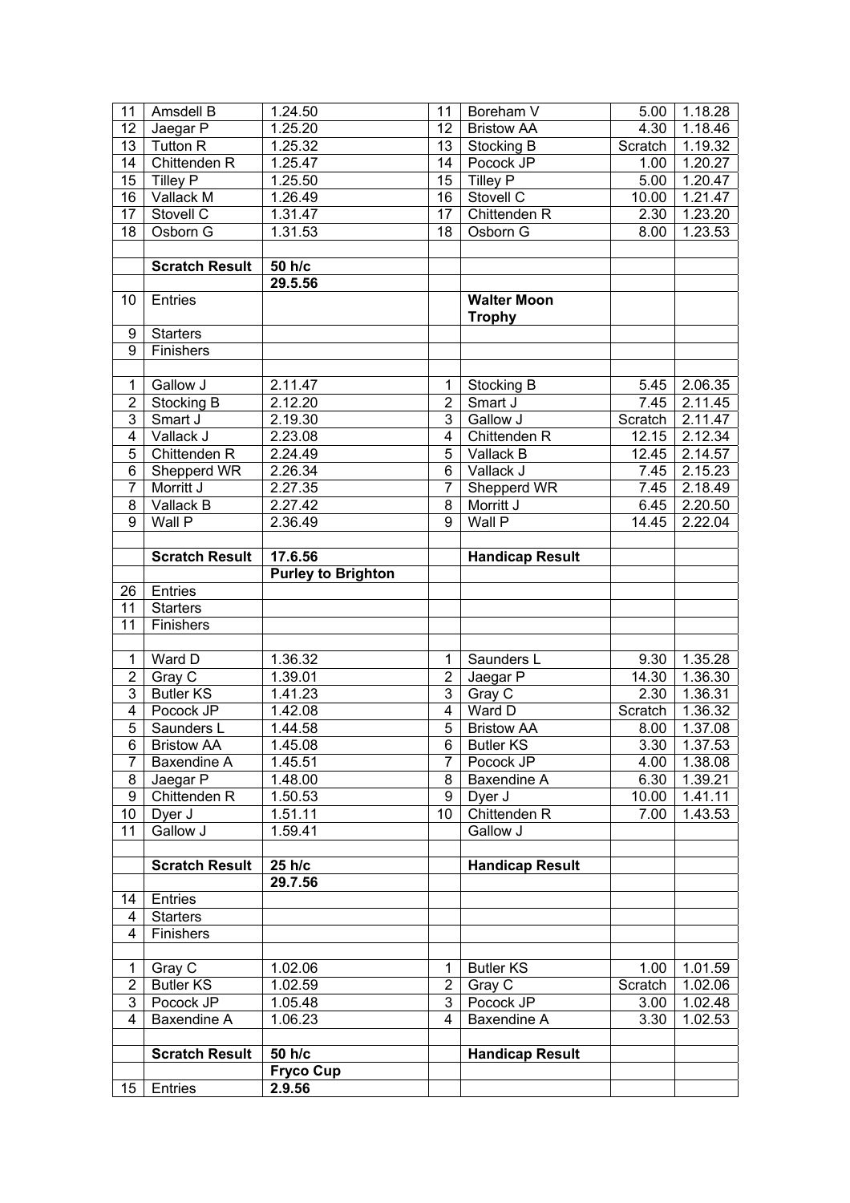| | | | | | | |
|---|---|---|---|---|---|---|
| 11 | Amsdell B | 1.24.50 | 11 | Boreham V | 5.00 | 1.18.28 |
| 12 | Jaegar P | 1.25.20 | 12 | Bristow AA | 4.30 | 1.18.46 |
| 13 | Tutton R | 1.25.32 | 13 | Stocking B | Scratch | 1.19.32 |
| 14 | Chittenden R | 1.25.47 | 14 | Pocock JP | 1.00 | 1.20.27 |
| 15 | Tilley P | 1.25.50 | 15 | Tilley P | 5.00 | 1.20.47 |
| 16 | Vallack M | 1.26.49 | 16 | Stovell C | 10.00 | 1.21.47 |
| 17 | Stovell C | 1.31.47 | 17 | Chittenden R | 2.30 | 1.23.20 |
| 18 | Osborn G | 1.31.53 | 18 | Osborn G | 8.00 | 1.23.53 |
| | | | | | | |
| | **Scratch Result** | **50 h/c** | | | | |
| | | **29.5.56** | | | | |
| 10 | Entries | | | **Walter Moon Trophy** | | |
| 9 | Starters | | | | | |
| 9 | Finishers | | | | | |
| | | | | | | |
| 1 | Gallow J | 2.11.47 | 1 | Stocking B | 5.45 | 2.06.35 |
| 2 | Stocking B | 2.12.20 | 2 | Smart J | 7.45 | 2.11.45 |
| 3 | Smart J | 2.19.30 | 3 | Gallow J | Scratch | 2.11.47 |
| 4 | Vallack J | 2.23.08 | 4 | Chittenden R | 12.15 | 2.12.34 |
| 5 | Chittenden R | 2.24.49 | 5 | Vallack B | 12.45 | 2.14.57 |
| 6 | Shepperd WR | 2.26.34 | 6 | Vallack J | 7.45 | 2.15.23 |
| 7 | Morritt J | 2.27.35 | 7 | Shepperd WR | 7.45 | 2.18.49 |
| 8 | Vallack B | 2.27.42 | 8 | Morritt J | 6.45 | 2.20.50 |
| 9 | Wall P | 2.36.49 | 9 | Wall P | 14.45 | 2.22.04 |
| | | | | | | |
| | **Scratch Result** | **17.6.56** | | **Handicap Result** | | |
| | | **Purley to Brighton** | | | | |
| 26 | Entries | | | | | |
| 11 | Starters | | | | | |
| 11 | Finishers | | | | | |
| | | | | | | |
| 1 | Ward D | 1.36.32 | 1 | Saunders L | 9.30 | 1.35.28 |
| 2 | Gray C | 1.39.01 | 2 | Jaegar P | 14.30 | 1.36.30 |
| 3 | Butler KS | 1.41.23 | 3 | Gray C | 2.30 | 1.36.31 |
| 4 | Pocock JP | 1.42.08 | 4 | Ward D | Scratch | 1.36.32 |
| 5 | Saunders L | 1.44.58 | 5 | Bristow AA | 8.00 | 1.37.08 |
| 6 | Bristow AA | 1.45.08 | 6 | Butler KS | 3.30 | 1.37.53 |
| 7 | Baxendine A | 1.45.51 | 7 | Pocock JP | 4.00 | 1.38.08 |
| 8 | Jaegar P | 1.48.00 | 8 | Baxendine A | 6.30 | 1.39.21 |
| 9 | Chittenden R | 1.50.53 | 9 | Dyer J | 10.00 | 1.41.11 |
| 10 | Dyer J | 1.51.11 | 10 | Chittenden R | 7.00 | 1.43.53 |
| 11 | Gallow J | 1.59.41 | | Gallow J | | |
| | | | | | | |
| | **Scratch Result** | **25 h/c** | | **Handicap Result** | | |
| | | **29.7.56** | | | | |
| 14 | Entries | | | | | |
| 4 | Starters | | | | | |
| 4 | Finishers | | | | | |
| | | | | | | |
| 1 | Gray C | 1.02.06 | 1 | Butler KS | 1.00 | 1.01.59 |
| 2 | Butler KS | 1.02.59 | 2 | Gray C | Scratch | 1.02.06 |
| 3 | Pocock JP | 1.05.48 | 3 | Pocock JP | 3.00 | 1.02.48 |
| 4 | Baxendine A | 1.06.23 | 4 | Baxendine A | 3.30 | 1.02.53 |
| | | | | | | |
| | **Scratch Result** | **50 h/c** | | **Handicap Result** | | |
| | | **Fryco Cup** | | | | |
| 15 | Entries | **2.9.56** | | | | |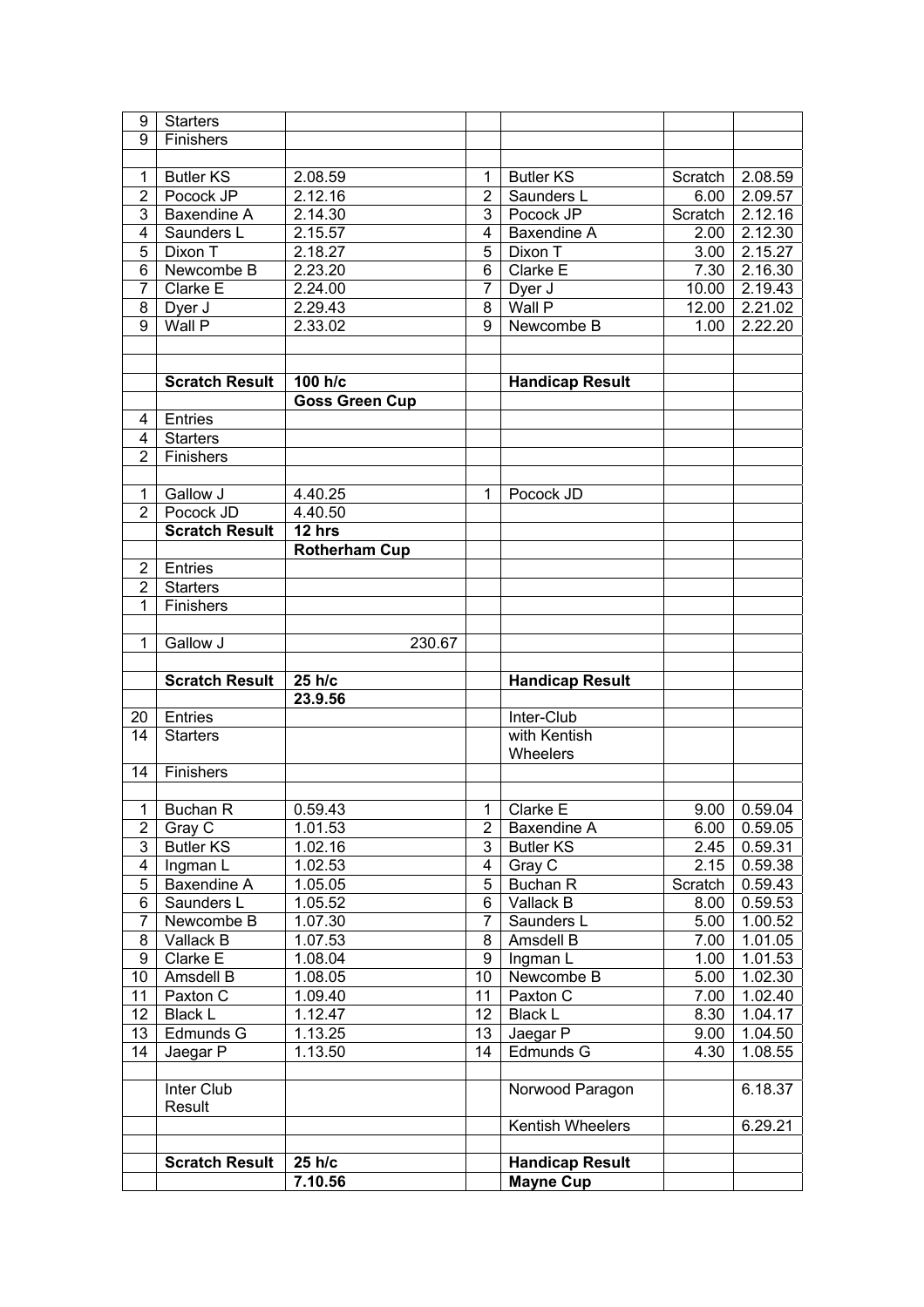| | | | | | | |
|---|---|---|---|---|---|---|
| 9 | Starters | | | | | |
| 9 | Finishers | | | | | |
| | | | | | | |
| 1 | Butler KS | 2.08.59 | 1 | Butler KS | Scratch | 2.08.59 |
| 2 | Pocock JP | 2.12.16 | 2 | Saunders L | 6.00 | 2.09.57 |
| 3 | Baxendine A | 2.14.30 | 3 | Pocock JP | Scratch | 2.12.16 |
| 4 | Saunders L | 2.15.57 | 4 | Baxendine A | 2.00 | 2.12.30 |
| 5 | Dixon T | 2.18.27 | 5 | Dixon T | 3.00 | 2.15.27 |
| 6 | Newcombe B | 2.23.20 | 6 | Clarke E | 7.30 | 2.16.30 |
| 7 | Clarke E | 2.24.00 | 7 | Dyer J | 10.00 | 2.19.43 |
| 8 | Dyer J | 2.29.43 | 8 | Wall P | 12.00 | 2.21.02 |
| 9 | Wall P | 2.33.02 | 9 | Newcombe B | 1.00 | 2.22.20 |
| | | | | | | |
| | | | | | | |
| | **Scratch Result** | **100 h/c** | | **Handicap Result** | | |
| | | **Goss Green Cup** | | | | |
| 4 | Entries | | | | | |
| 4 | Starters | | | | | |
| 2 | Finishers | | | | | |
| | | | | | | |
| 1 | Gallow J | 4.40.25 | 1 | Pocock JD | | |
| 2 | Pocock JD | 4.40.50 | | | | |
| | **Scratch Result** | **12 hrs** | | | | |
| | | **Rotherham Cup** | | | | |
| 2 | Entries | | | | | |
| 2 | Starters | | | | | |
| 1 | Finishers | | | | | |
| | | | | | | |
| 1 | Gallow J | 230.67 | | | | |
| | | | | | | |
| | **Scratch Result** | **25 h/c** | | **Handicap Result** | | |
| | | **23.9.56** | | | | |
| 20 | Entries | | | Inter-Club | | |
| 14 | Starters | | | with Kentish Wheelers | | |
| 14 | Finishers | | | | | |
| | | | | | | |
| 1 | Buchan R | 0.59.43 | 1 | Clarke E | 9.00 | 0.59.04 |
| 2 | Gray C | 1.01.53 | 2 | Baxendine A | 6.00 | 0.59.05 |
| 3 | Butler KS | 1.02.16 | 3 | Butler KS | 2.45 | 0.59.31 |
| 4 | Ingman L | 1.02.53 | 4 | Gray C | 2.15 | 0.59.38 |
| 5 | Baxendine A | 1.05.05 | 5 | Buchan R | Scratch | 0.59.43 |
| 6 | Saunders L | 1.05.52 | 6 | Vallack B | 8.00 | 0.59.53 |
| 7 | Newcombe B | 1.07.30 | 7 | Saunders L | 5.00 | 1.00.52 |
| 8 | Vallack B | 1.07.53 | 8 | Amsdell B | 7.00 | 1.01.05 |
| 9 | Clarke E | 1.08.04 | 9 | Ingman L | 1.00 | 1.01.53 |
| 10 | Amsdell B | 1.08.05 | 10 | Newcombe B | 5.00 | 1.02.30 |
| 11 | Paxton C | 1.09.40 | 11 | Paxton C | 7.00 | 1.02.40 |
| 12 | Black L | 1.12.47 | 12 | Black L | 8.30 | 1.04.17 |
| 13 | Edmunds G | 1.13.25 | 13 | Jaegar P | 9.00 | 1.04.50 |
| 14 | Jaegar P | 1.13.50 | 14 | Edmunds G | 4.30 | 1.08.55 |
| | | | | | | |
| | Inter Club Result | | | Norwood Paragon | | 6.18.37 |
| | | | | Kentish Wheelers | | 6.29.21 |
| | | | | | | |
| | **Scratch Result** | **25 h/c** | | **Handicap Result** | | |
| | | **7.10.56** | | **Mayne Cup** | | |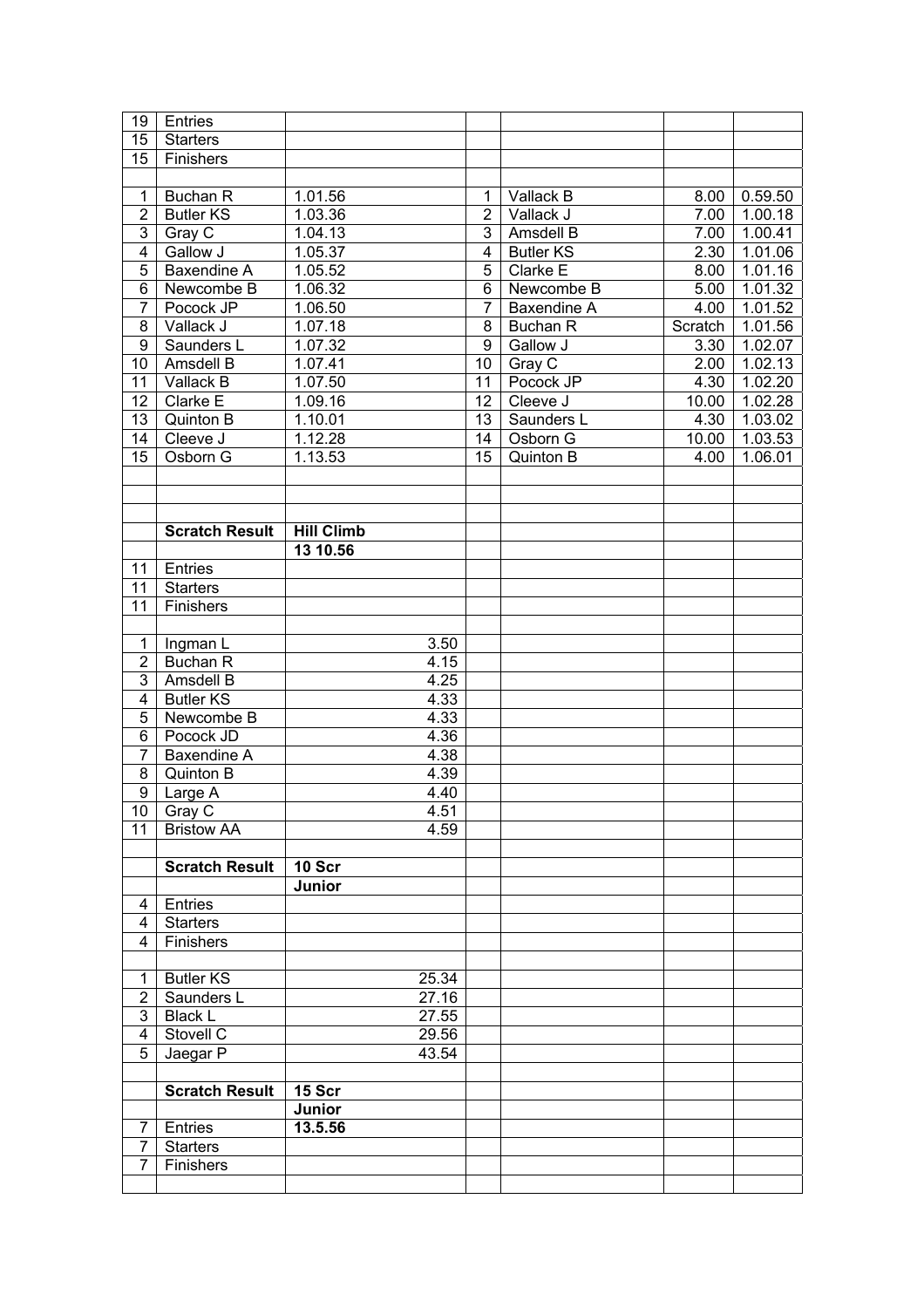| | | | | | | |
|---|---|---|---|---|---|---|
| 19 | Entries | | | | | |
| 15 | Starters | | | | | |
| 15 | Finishers | | | | | |
| | | | | | | |
| 1 | Buchan R | 1.01.56 | 1 | Vallack B | 8.00 | 0.59.50 |
| 2 | Butler KS | 1.03.36 | 2 | Vallack J | 7.00 | 1.00.18 |
| 3 | Gray C | 1.04.13 | 3 | Amsdell B | 7.00 | 1.00.41 |
| 4 | Gallow J | 1.05.37 | 4 | Butler KS | 2.30 | 1.01.06 |
| 5 | Baxendine A | 1.05.52 | 5 | Clarke E | 8.00 | 1.01.16 |
| 6 | Newcombe B | 1.06.32 | 6 | Newcombe B | 5.00 | 1.01.32 |
| 7 | Pocock JP | 1.06.50 | 7 | Baxendine A | 4.00 | 1.01.52 |
| 8 | Vallack J | 1.07.18 | 8 | Buchan R | Scratch | 1.01.56 |
| 9 | Saunders L | 1.07.32 | 9 | Gallow J | 3.30 | 1.02.07 |
| 10 | Amsdell B | 1.07.41 | 10 | Gray C | 2.00 | 1.02.13 |
| 11 | Vallack B | 1.07.50 | 11 | Pocock JP | 4.30 | 1.02.20 |
| 12 | Clarke E | 1.09.16 | 12 | Cleeve J | 10.00 | 1.02.28 |
| 13 | Quinton B | 1.10.01 | 13 | Saunders L | 4.30 | 1.03.02 |
| 14 | Cleeve J | 1.12.28 | 14 | Osborn G | 10.00 | 1.03.53 |
| 15 | Osborn G | 1.13.53 | 15 | Quinton B | 4.00 | 1.06.01 |
| | | | | | | |
| | | | | | | |
| | | | | | | |
| | **Scratch Result** | **Hill Climb** | | | | |
| | | **13 10.56** | | | | |
| 11 | Entries | | | | | |
| 11 | Starters | | | | | |
| 11 | Finishers | | | | | |
| | | | | | | |
| 1 | Ingman L | 3.50 | | | | |
| 2 | Buchan R | 4.15 | | | | |
| 3 | Amsdell B | 4.25 | | | | |
| 4 | Butler KS | 4.33 | | | | |
| 5 | Newcombe B | 4.33 | | | | |
| 6 | Pocock JD | 4.36 | | | | |
| 7 | Baxendine A | 4.38 | | | | |
| 8 | Quinton B | 4.39 | | | | |
| 9 | Large A | 4.40 | | | | |
| 10 | Gray C | 4.51 | | | | |
| 11 | Bristow AA | 4.59 | | | | |
| | | | | | | |
| | **Scratch Result** | **10 Scr** | | | | |
| | | **Junior** | | | | |
| 4 | Entries | | | | | |
| 4 | Starters | | | | | |
| 4 | Finishers | | | | | |
| | | | | | | |
| 1 | Butler KS | 25.34 | | | | |
| 2 | Saunders L | 27.16 | | | | |
| 3 | Black L | 27.55 | | | | |
| 4 | Stovell C | 29.56 | | | | |
| 5 | Jaegar P | 43.54 | | | | |
| | | | | | | |
| | **Scratch Result** | **15 Scr** | | | | |
| | | **Junior** | | | | |
| 7 | Entries | **13.5.56** | | | | |
| 7 | Starters | | | | | |
| 7 | Finishers | | | | | |
| | | | | | | |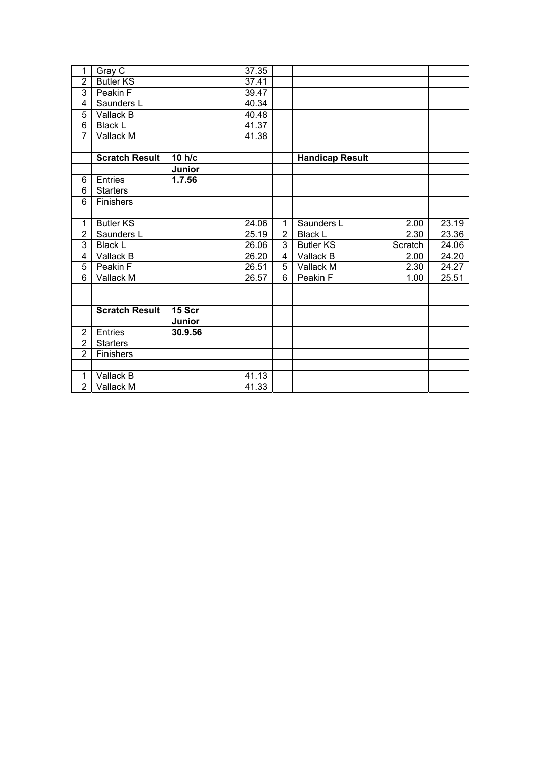| | | | | | | |
|---|---|---|---|---|---|---|
| 1 | Gray C | 37.35 | | | | |
| 2 | Butler KS | 37.41 | | | | |
| 3 | Peakin F | 39.47 | | | | |
| 4 | Saunders L | 40.34 | | | | |
| 5 | Vallack B | 40.48 | | | | |
| 6 | Black L | 41.37 | | | | |
| 7 | Vallack M | 41.38 | | | | |
| | | | | | | |
| | **Scratch Result** | **10 h/c** | | **Handicap Result** | | |
| | | **Junior** | | | | |
| 6 | Entries | **1.7.56** | | | | |
| 6 | Starters | | | | | |
| 6 | Finishers | | | | | |
| | | | | | | |
| 1 | Butler KS | 24.06 | 1 | Saunders L | 2.00 | 23.19 |
| 2 | Saunders L | 25.19 | 2 | Black L | 2.30 | 23.36 |
| 3 | Black L | 26.06 | 3 | Butler KS | Scratch | 24.06 |
| 4 | Vallack B | 26.20 | 4 | Vallack B | 2.00 | 24.20 |
| 5 | Peakin F | 26.51 | 5 | Vallack M | 2.30 | 24.27 |
| 6 | Vallack M | 26.57 | 6 | Peakin F | 1.00 | 25.51 |
| | | | | | | |
| | | | | | | |
| | **Scratch Result** | **15 Scr** | | | | |
| | | **Junior** | | | | |
| 2 | Entries | **30.9.56** | | | | |
| 2 | Starters | | | | | |
| 2 | Finishers | | | | | |
| | | | | | | |
| 1 | Vallack B | 41.13 | | | | |
| 2 | Vallack M | 41.33 | | | | |